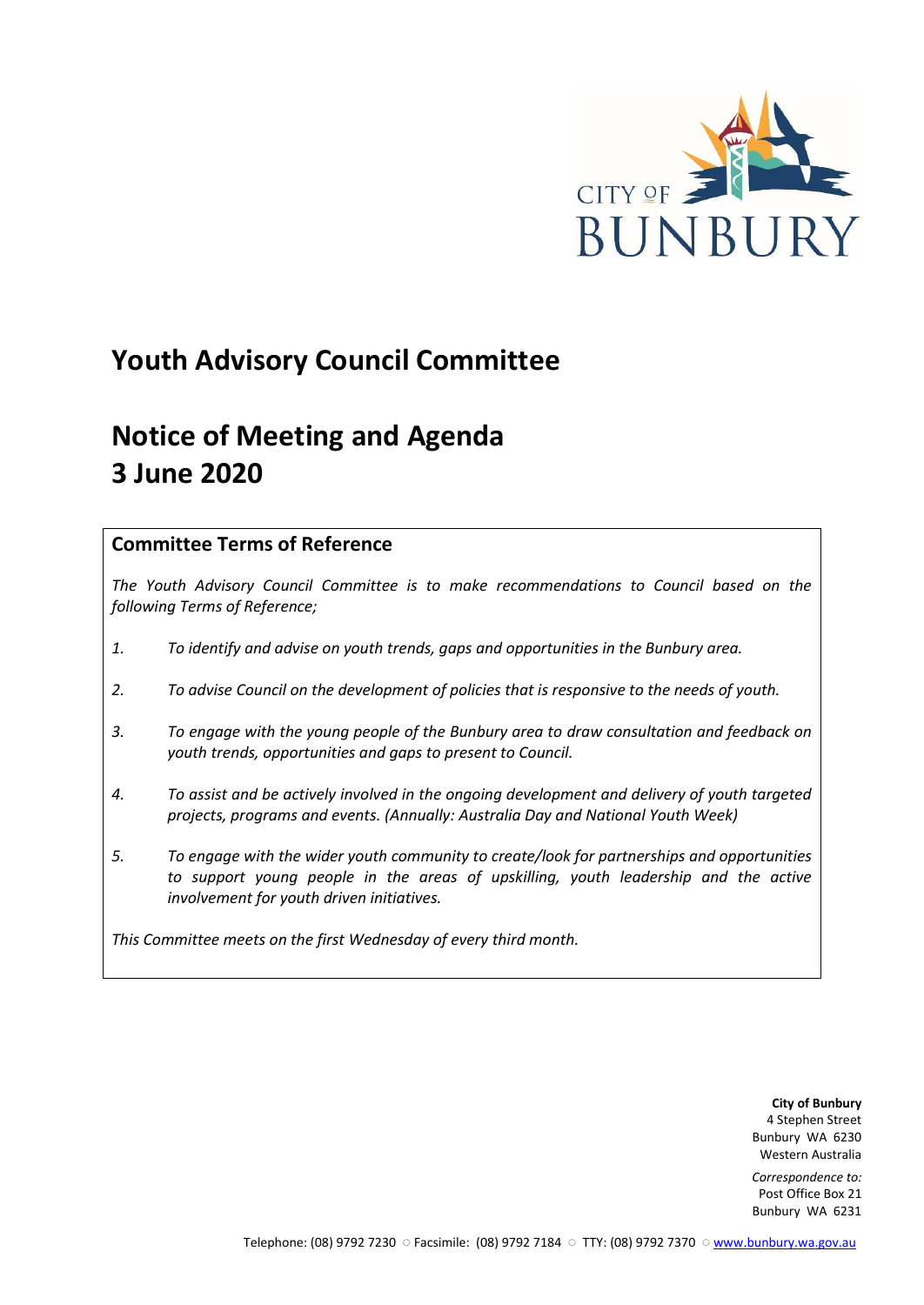CITY OF BUNBURY

# Youth Advisory Council Committee

# Notice of Meeting and Agenda 3 June 2020

## Committee Terms of Reference

*The Youth Advisory Council Committee is to make recommendations to Council based on the following Terms of Reference;*

1. *To identify and advise on youth trends, gaps and opportunities in the Bunbury area.*
2. *To advise Council on the development of policies that is responsive to the needs of youth.*
3. *To engage with the young people of the Bunbury area to draw consultation and feedback on youth trends, opportunities and gaps to present to Council.*
4. *To assist and be actively involved in the ongoing development and delivery of youth targeted projects, programs and events. (Annually: Australia Day and National Youth Week)*
5. *To engage with the wider youth community to create/look for partnerships and opportunities to support young people in the areas of upskilling, youth leadership and the active involvement for youth driven initiatives.*

*This Committee meets on the first Wednesday of every third month.*

**City of Bunbury**
4 Stephen Street
Bunbury WA 6230
Western Australia

*Correspondence to:*
Post Office Box 21
Bunbury WA 6231

Telephone: (08) 9792 7230 ○ Facsimile: (08) 9792 7184 ○ TTY: (08) 9792 7370 ○ www.bunbury.wa.gov.au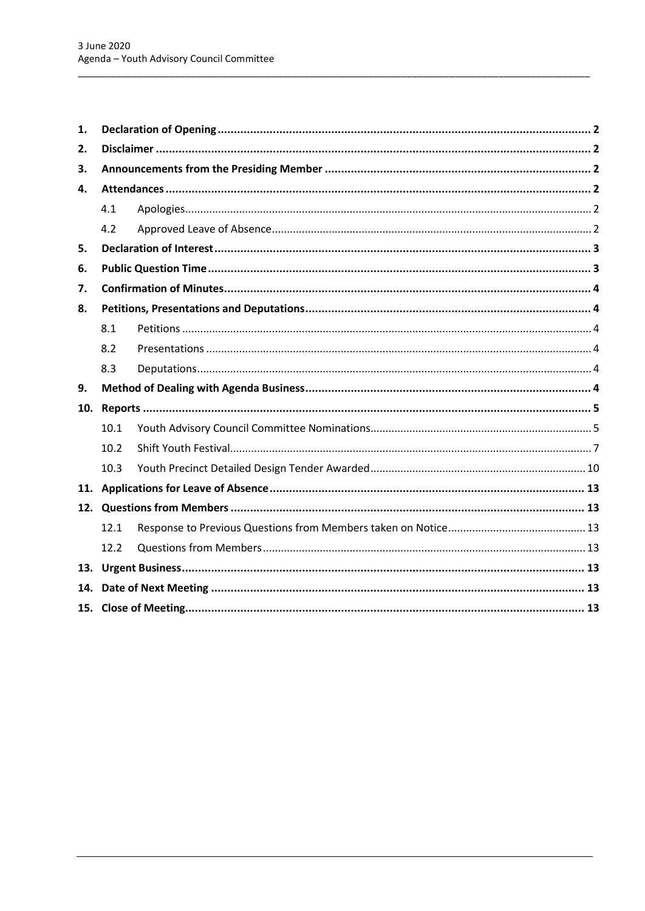| | | | |
|---|---|---|---|
| **1.** | **Declaration of Opening** | | **2** |
| **2.** | **Disclaimer** | | **2** |
| **3.** | **Announcements from the Presiding Member** | | **2** |
| **4.** | **Attendances** | | **2** |
| | 4.1 | Apologies | 2 |
| | 4.2 | Approved Leave of Absence | 2 |
| **5.** | **Declaration of Interest** | | **3** |
| **6.** | **Public Question Time** | | **3** |
| **7.** | **Confirmation of Minutes** | | **4** |
| **8.** | **Petitions, Presentations and Deputations** | | **4** |
| | 8.1 | Petitions | 4 |
| | 8.2 | Presentations | 4 |
| | 8.3 | Deputations | 4 |
| **9.** | **Method of Dealing with Agenda Business** | | **4** |
| **10.** | **Reports** | | **5** |
| | 10.1 | Youth Advisory Council Committee Nominations | 5 |
| | 10.2 | Shift Youth Festival | 7 |
| | 10.3 | Youth Precinct Detailed Design Tender Awarded | 10 |
| **11.** | **Applications for Leave of Absence** | | **13** |
| **12.** | **Questions from Members** | | **13** |
| | 12.1 | Response to Previous Questions from Members taken on Notice | 13 |
| | 12.2 | Questions from Members | 13 |
| **13.** | **Urgent Business** | | **13** |
| **14.** | **Date of Next Meeting** | | **13** |
| **15.** | **Close of Meeting** | | **13** |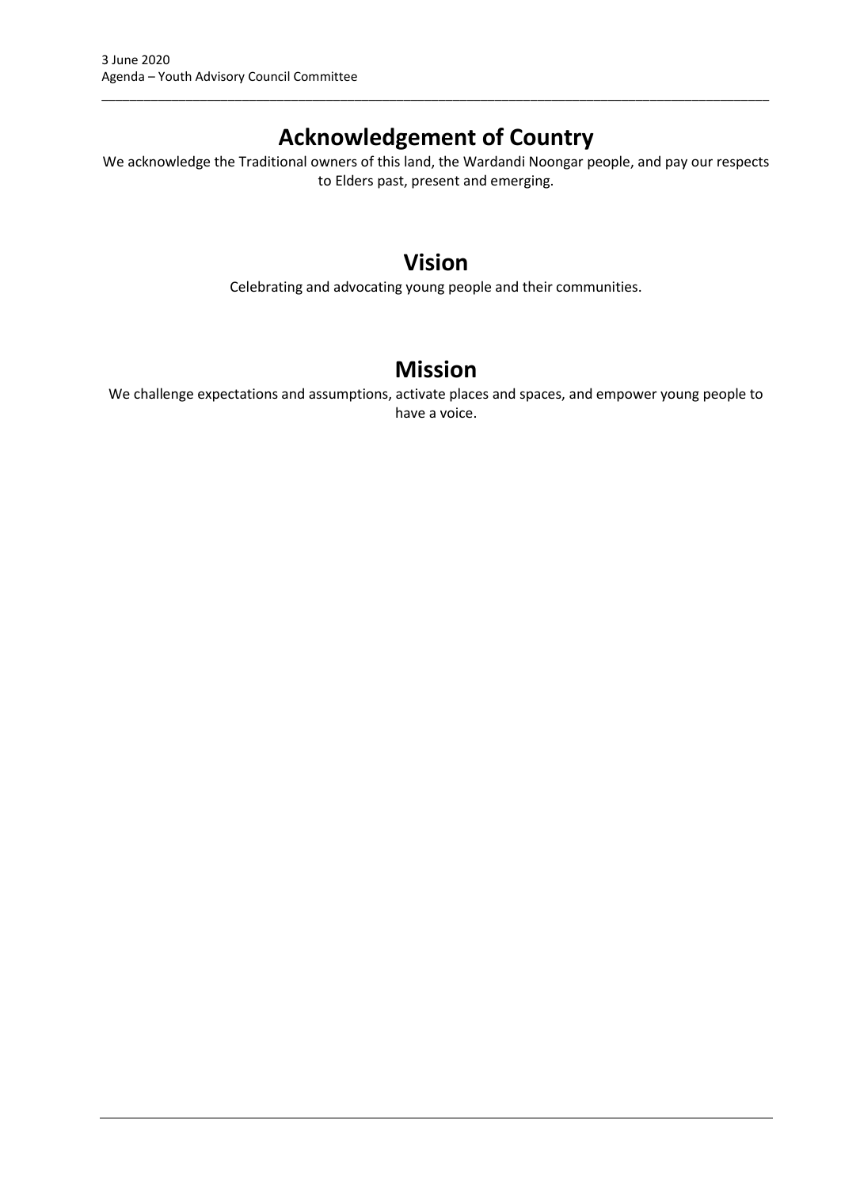# Acknowledgement of Country

We acknowledge the Traditional owners of this land, the Wardandi Noongar people, and pay our respects to Elders past, present and emerging.

# Vision

Celebrating and advocating young people and their communities.

# Mission

We challenge expectations and assumptions, activate places and spaces, and empower young people to have a voice.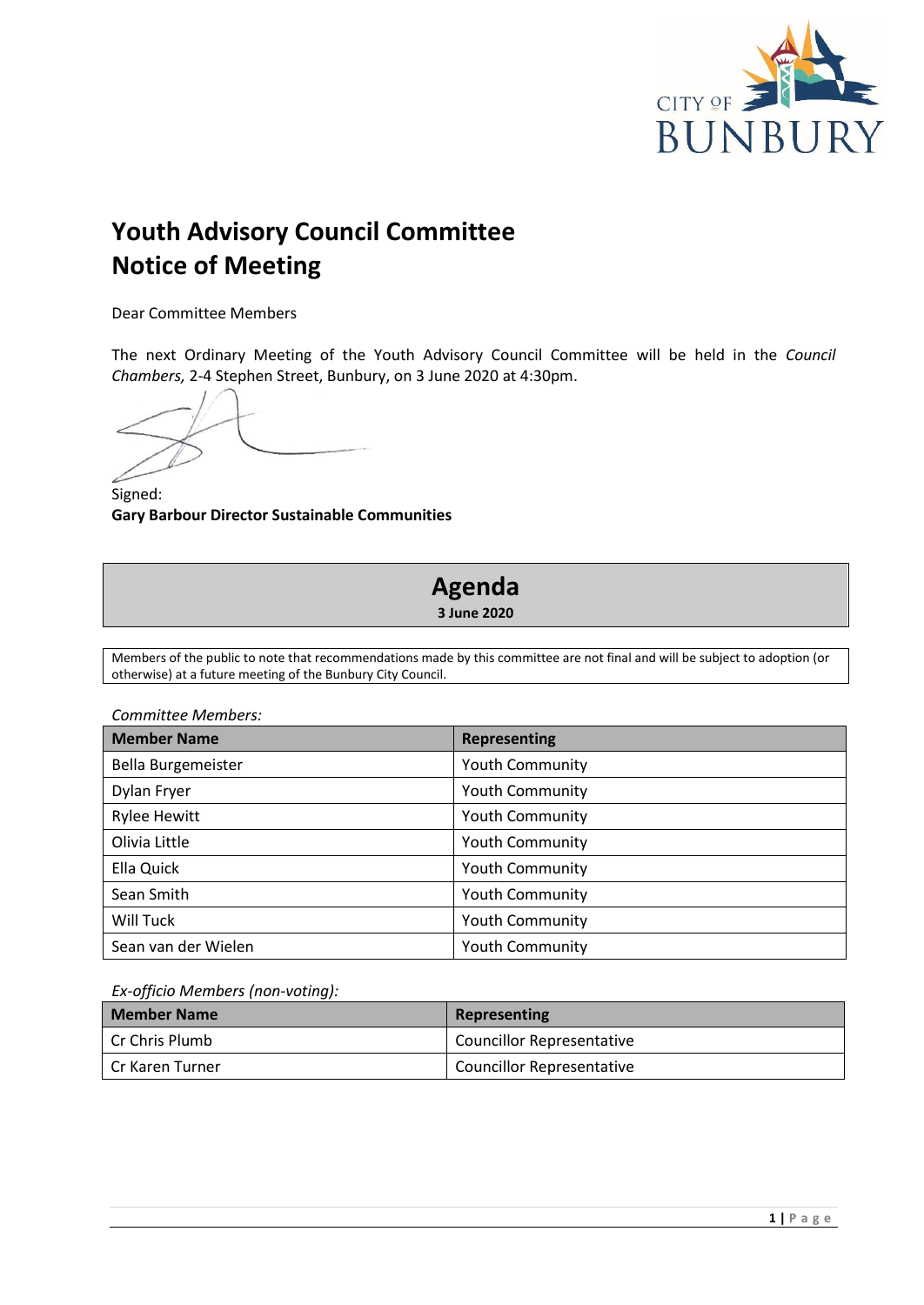# Youth Advisory Council Committee Notice of Meeting

Dear Committee Members

The next Ordinary Meeting of the Youth Advisory Council Committee will be held in the *Council Chambers,* 2-4 Stephen Street, Bunbury, on 3 June 2020 at 4:30pm.

Signed:
**Gary Barbour Director Sustainable Communities**

## Agenda

**3 June 2020**

Members of the public to note that recommendations made by this committee are not final and will be subject to adoption (or otherwise) at a future meeting of the Bunbury City Council.

*Committee Members:*

| Member Name | Representing |
|---|---|
| Bella Burgemeister | Youth Community |
| Dylan Fryer | Youth Community |
| Rylee Hewitt | Youth Community |
| Olivia Little | Youth Community |
| Ella Quick | Youth Community |
| Sean Smith | Youth Community |
| Will Tuck | Youth Community |
| Sean van der Wielen | Youth Community |

*Ex-officio Members (non-voting):*

| Member Name | Representing |
|---|---|
| Cr Chris Plumb | Councillor Representative |
| Cr Karen Turner | Councillor Representative |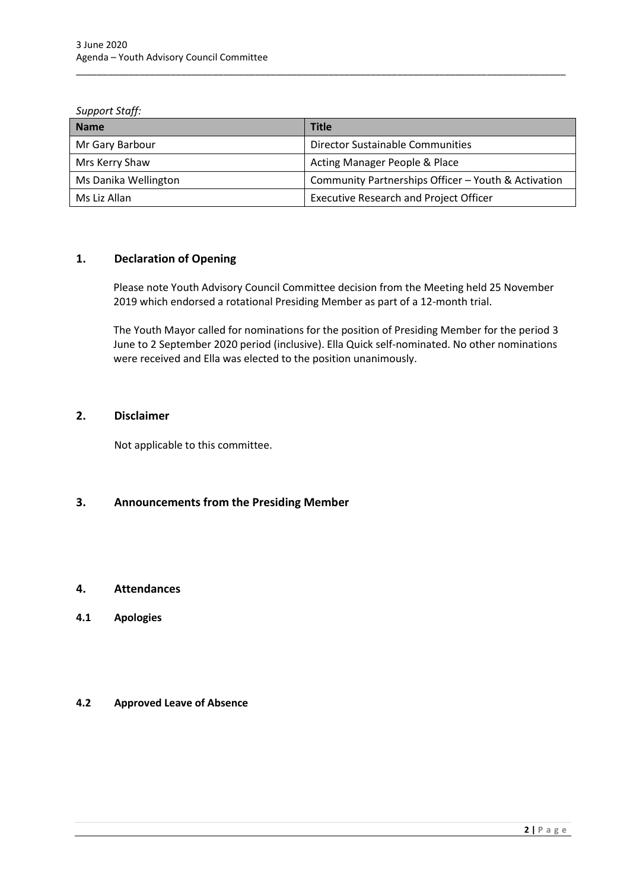*Support Staff:*

| Name | Title |
| --- | --- |
| Mr Gary Barbour | Director Sustainable Communities |
| Mrs Kerry Shaw | Acting Manager People & Place |
| Ms Danika Wellington | Community Partnerships Officer – Youth & Activation |
| Ms Liz Allan | Executive Research and Project Officer |

## 1. Declaration of Opening

Please note Youth Advisory Council Committee decision from the Meeting held 25 November 2019 which endorsed a rotational Presiding Member as part of a 12-month trial.

The Youth Mayor called for nominations for the position of Presiding Member for the period 3 June to 2 September 2020 period (inclusive). Ella Quick self-nominated. No other nominations were received and Ella was elected to the position unanimously.

## 2. Disclaimer

Not applicable to this committee.

## 3. Announcements from the Presiding Member

## 4. Attendances

### 4.1 Apologies

### 4.2 Approved Leave of Absence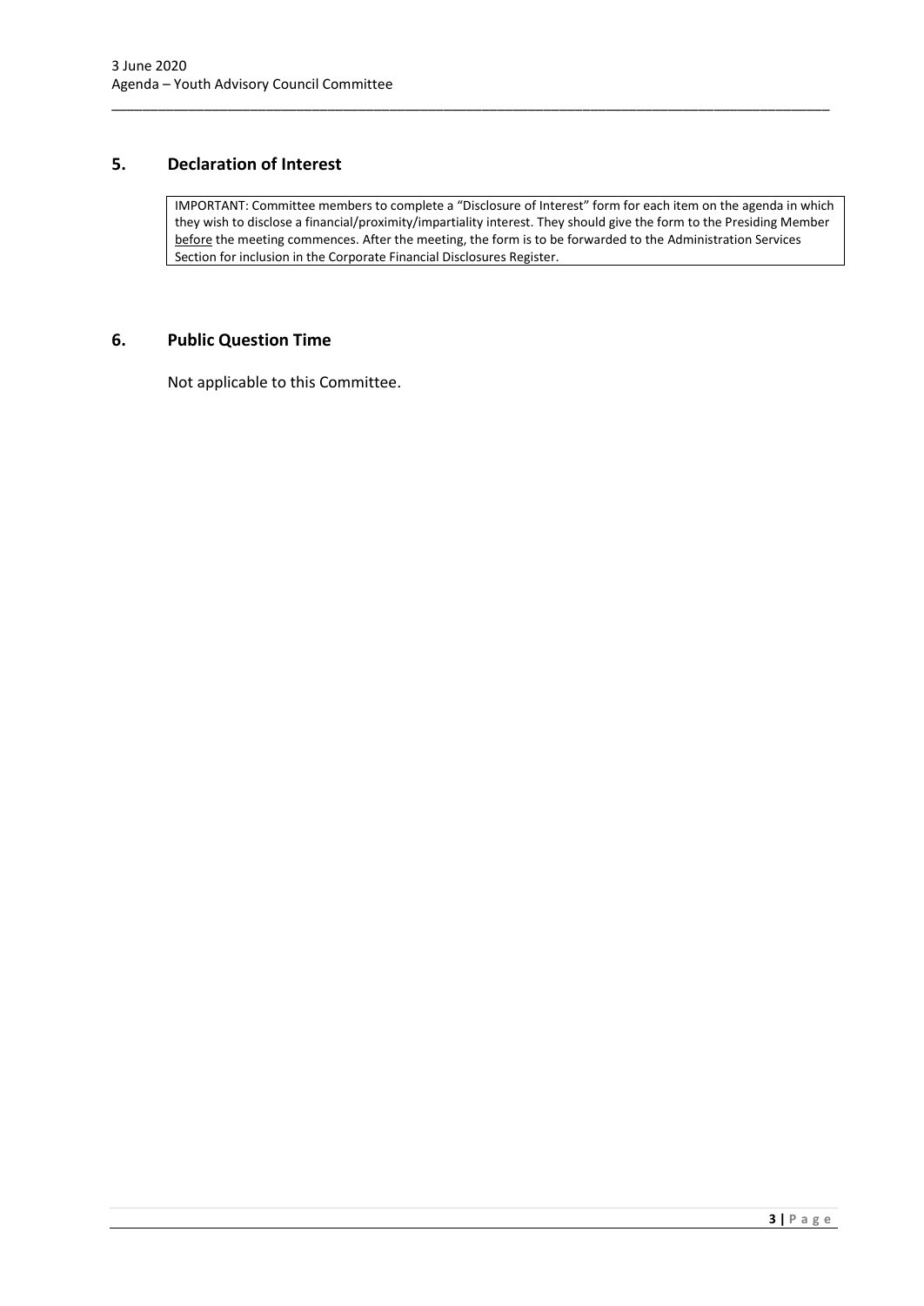## 5. Declaration of Interest

IMPORTANT: Committee members to complete a "Disclosure of Interest" form for each item on the agenda in which they wish to disclose a financial/proximity/impartiality interest. They should give the form to the Presiding Member before the meeting commences. After the meeting, the form is to be forwarded to the Administration Services Section for inclusion in the Corporate Financial Disclosures Register.

## 6. Public Question Time

Not applicable to this Committee.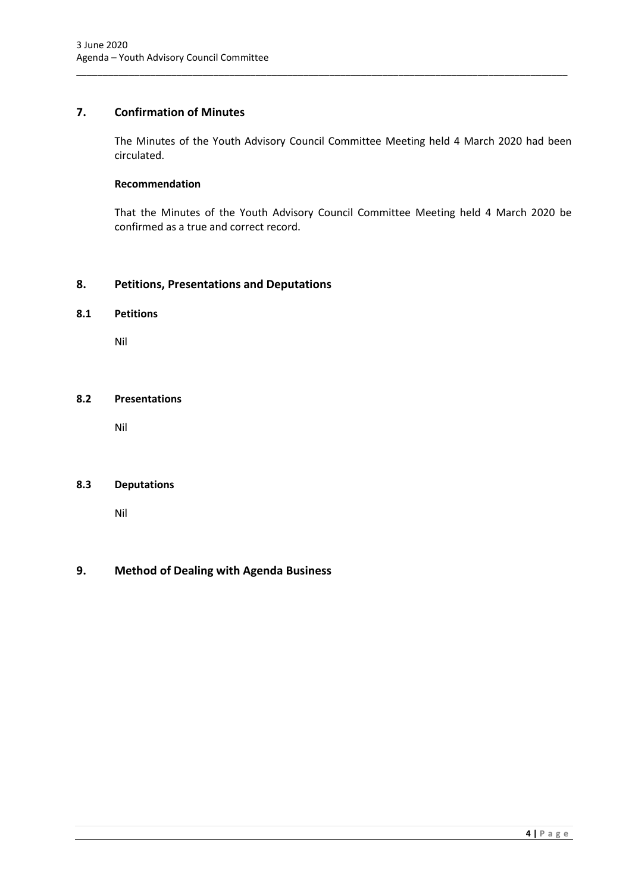## 7. Confirmation of Minutes

The Minutes of the Youth Advisory Council Committee Meeting held 4 March 2020 had been circulated.

**Recommendation**

That the Minutes of the Youth Advisory Council Committee Meeting held 4 March 2020 be confirmed as a true and correct record.

## 8. Petitions, Presentations and Deputations

### 8.1 Petitions

Nil

### 8.2 Presentations

Nil

### 8.3 Deputations

Nil

## 9. Method of Dealing with Agenda Business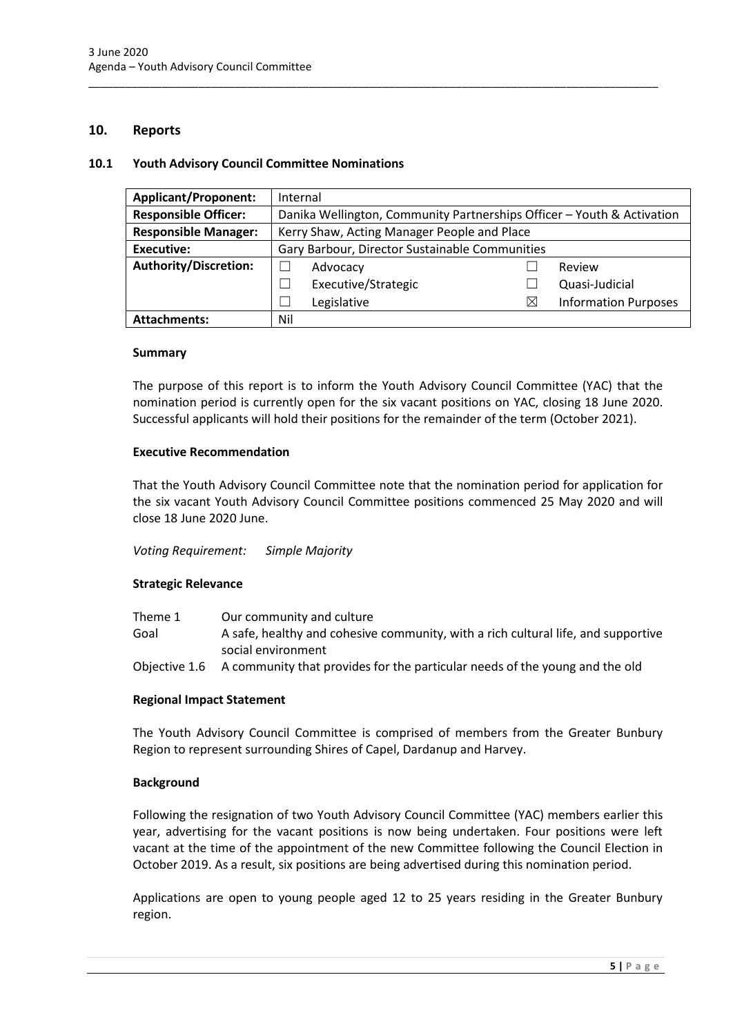## 10. Reports

### 10.1 Youth Advisory Council Committee Nominations

| **Applicant/Proponent:** | Internal | | | |
|---|---|---|---|---|
| **Responsible Officer:** | Danika Wellington, Community Partnerships Officer – Youth & Activation | | | |
| **Responsible Manager:** | Kerry Shaw, Acting Manager People and Place | | | |
| **Executive:** | Gary Barbour, Director Sustainable Communities | | | |
| **Authority/Discretion:** | ☐ | Advocacy | ☐ | Review |
| | ☐ | Executive/Strategic | ☐ | Quasi-Judicial |
| | ☐ | Legislative | ☒ | Information Purposes |
| **Attachments:** | Nil | | | |

**Summary**

The purpose of this report is to inform the Youth Advisory Council Committee (YAC) that the nomination period is currently open for the six vacant positions on YAC, closing 18 June 2020. Successful applicants will hold their positions for the remainder of the term (October 2021).

**Executive Recommendation**

That the Youth Advisory Council Committee note that the nomination period for application for the six vacant Youth Advisory Council Committee positions commenced 25 May 2020 and will close 18 June 2020 June.

*Voting Requirement:* *Simple Majority*

**Strategic Relevance**

| | |
|---|---|
| Theme 1 | Our community and culture |
| Goal | A safe, healthy and cohesive community, with a rich cultural life, and supportive social environment |
| Objective 1.6 | A community that provides for the particular needs of the young and the old |

**Regional Impact Statement**

The Youth Advisory Council Committee is comprised of members from the Greater Bunbury Region to represent surrounding Shires of Capel, Dardanup and Harvey.

**Background**

Following the resignation of two Youth Advisory Council Committee (YAC) members earlier this year, advertising for the vacant positions is now being undertaken. Four positions were left vacant at the time of the appointment of the new Committee following the Council Election in October 2019. As a result, six positions are being advertised during this nomination period.

Applications are open to young people aged 12 to 25 years residing in the Greater Bunbury region.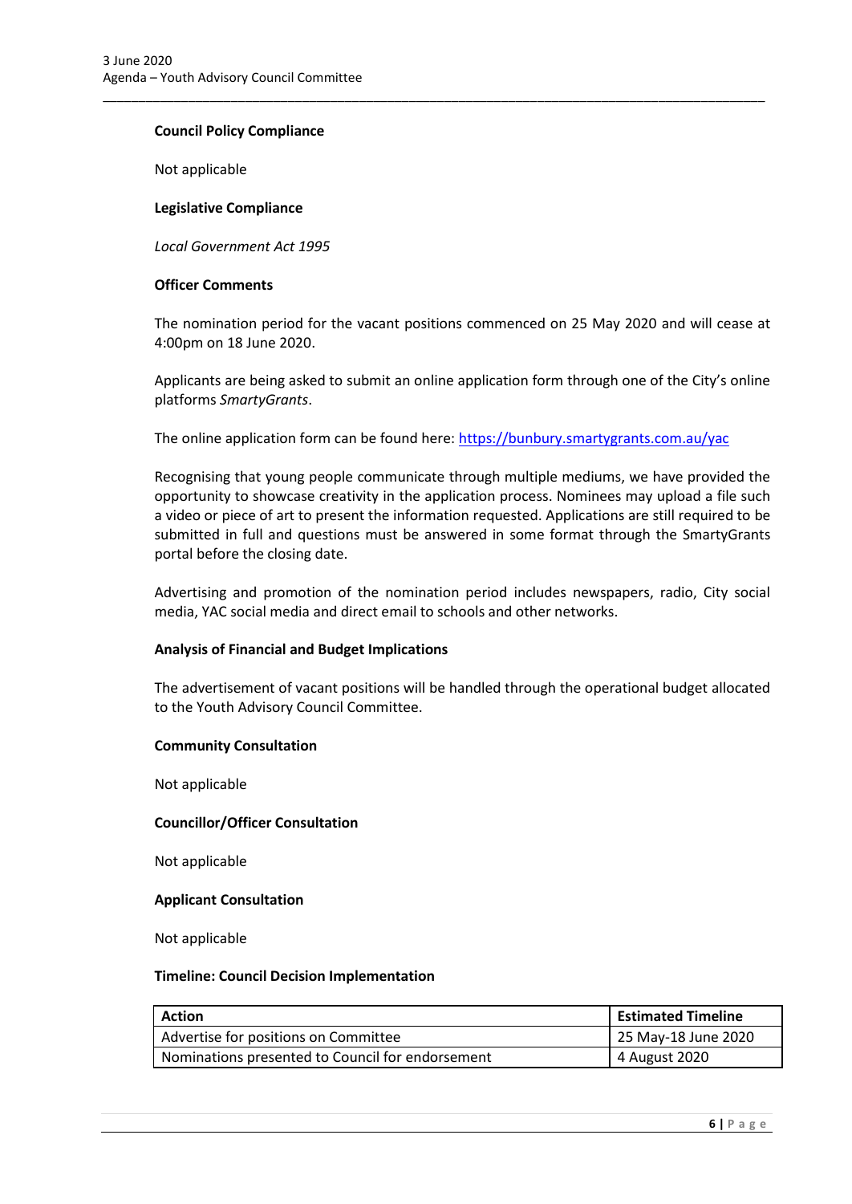**Council Policy Compliance**

Not applicable

**Legislative Compliance**

*Local Government Act 1995*

**Officer Comments**

The nomination period for the vacant positions commenced on 25 May 2020 and will cease at 4:00pm on 18 June 2020.

Applicants are being asked to submit an online application form through one of the City's online platforms *SmartyGrants*.

The online application form can be found here: https://bunbury.smartygrants.com.au/yac

Recognising that young people communicate through multiple mediums, we have provided the opportunity to showcase creativity in the application process. Nominees may upload a file such a video or piece of art to present the information requested. Applications are still required to be submitted in full and questions must be answered in some format through the SmartyGrants portal before the closing date.

Advertising and promotion of the nomination period includes newspapers, radio, City social media, YAC social media and direct email to schools and other networks.

**Analysis of Financial and Budget Implications**

The advertisement of vacant positions will be handled through the operational budget allocated to the Youth Advisory Council Committee.

**Community Consultation**

Not applicable

**Councillor/Officer Consultation**

Not applicable

**Applicant Consultation**

Not applicable

**Timeline: Council Decision Implementation**

| Action | Estimated Timeline |
|---|---|
| Advertise for positions on Committee | 25 May-18 June 2020 |
| Nominations presented to Council for endorsement | 4 August 2020 |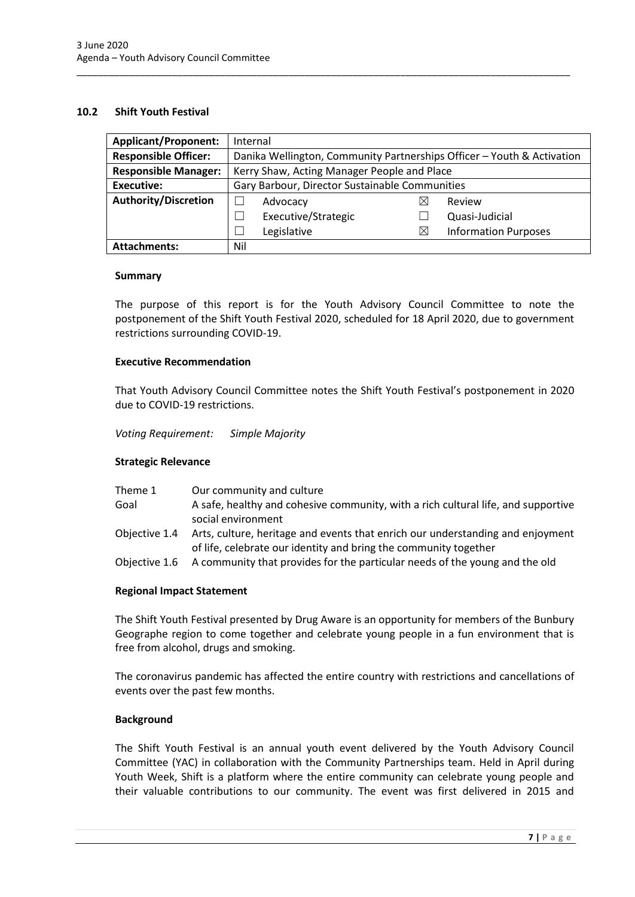### 10.2 Shift Youth Festival

| | | | | |
|---|---|---|---|---|
| **Applicant/Proponent:** | Internal | | | |
| **Responsible Officer:** | Danika Wellington, Community Partnerships Officer – Youth & Activation | | | |
| **Responsible Manager:** | Kerry Shaw, Acting Manager People and Place | | | |
| **Executive:** | Gary Barbour, Director Sustainable Communities | | | |
| **Authority/Discretion** | ☐ | Advocacy | ☒ | Review |
| | ☐ | Executive/Strategic | ☐ | Quasi-Judicial |
| | ☐ | Legislative | ☒ | Information Purposes |
| **Attachments:** | Nil | | | |

**Summary**

The purpose of this report is for the Youth Advisory Council Committee to note the postponement of the Shift Youth Festival 2020, scheduled for 18 April 2020, due to government restrictions surrounding COVID-19.

**Executive Recommendation**

That Youth Advisory Council Committee notes the Shift Youth Festival's postponement in 2020 due to COVID-19 restrictions.

*Voting Requirement: Simple Majority*

**Strategic Relevance**

| | |
|---|---|
| Theme 1 | Our community and culture |
| Goal | A safe, healthy and cohesive community, with a rich cultural life, and supportive social environment |
| Objective 1.4 | Arts, culture, heritage and events that enrich our understanding and enjoyment of life, celebrate our identity and bring the community together |
| Objective 1.6 | A community that provides for the particular needs of the young and the old |

**Regional Impact Statement**

The Shift Youth Festival presented by Drug Aware is an opportunity for members of the Bunbury Geographe region to come together and celebrate young people in a fun environment that is free from alcohol, drugs and smoking.

The coronavirus pandemic has affected the entire country with restrictions and cancellations of events over the past few months.

**Background**

The Shift Youth Festival is an annual youth event delivered by the Youth Advisory Council Committee (YAC) in collaboration with the Community Partnerships team. Held in April during Youth Week, Shift is a platform where the entire community can celebrate young people and their valuable contributions to our community. The event was first delivered in 2015 and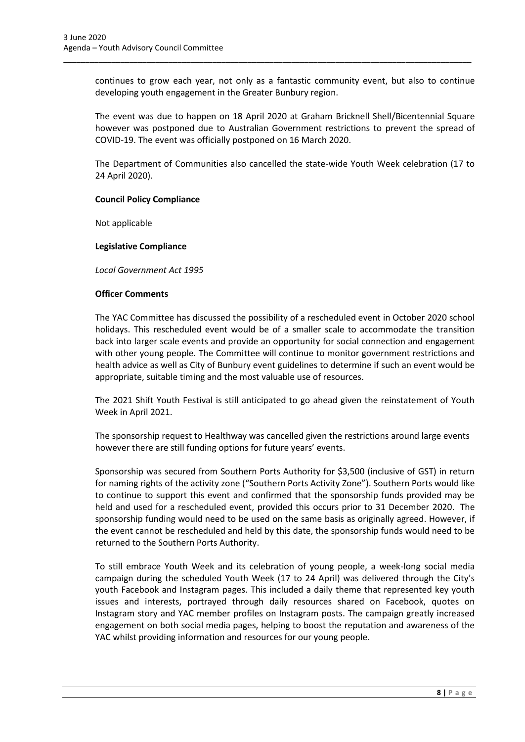continues to grow each year, not only as a fantastic community event, but also to continue developing youth engagement in the Greater Bunbury region.

The event was due to happen on 18 April 2020 at Graham Bricknell Shell/Bicentennial Square however was postponed due to Australian Government restrictions to prevent the spread of COVID-19. The event was officially postponed on 16 March 2020.

The Department of Communities also cancelled the state-wide Youth Week celebration (17 to 24 April 2020).

**Council Policy Compliance**

Not applicable

**Legislative Compliance**

*Local Government Act 1995*

**Officer Comments**

The YAC Committee has discussed the possibility of a rescheduled event in October 2020 school holidays. This rescheduled event would be of a smaller scale to accommodate the transition back into larger scale events and provide an opportunity for social connection and engagement with other young people. The Committee will continue to monitor government restrictions and health advice as well as City of Bunbury event guidelines to determine if such an event would be appropriate, suitable timing and the most valuable use of resources.

The 2021 Shift Youth Festival is still anticipated to go ahead given the reinstatement of Youth Week in April 2021.

The sponsorship request to Healthway was cancelled given the restrictions around large events however there are still funding options for future years' events.

Sponsorship was secured from Southern Ports Authority for $3,500 (inclusive of GST) in return for naming rights of the activity zone ("Southern Ports Activity Zone"). Southern Ports would like to continue to support this event and confirmed that the sponsorship funds provided may be held and used for a rescheduled event, provided this occurs prior to 31 December 2020. The sponsorship funding would need to be used on the same basis as originally agreed. However, if the event cannot be rescheduled and held by this date, the sponsorship funds would need to be returned to the Southern Ports Authority.

To still embrace Youth Week and its celebration of young people, a week-long social media campaign during the scheduled Youth Week (17 to 24 April) was delivered through the City's youth Facebook and Instagram pages. This included a daily theme that represented key youth issues and interests, portrayed through daily resources shared on Facebook, quotes on Instagram story and YAC member profiles on Instagram posts. The campaign greatly increased engagement on both social media pages, helping to boost the reputation and awareness of the YAC whilst providing information and resources for our young people.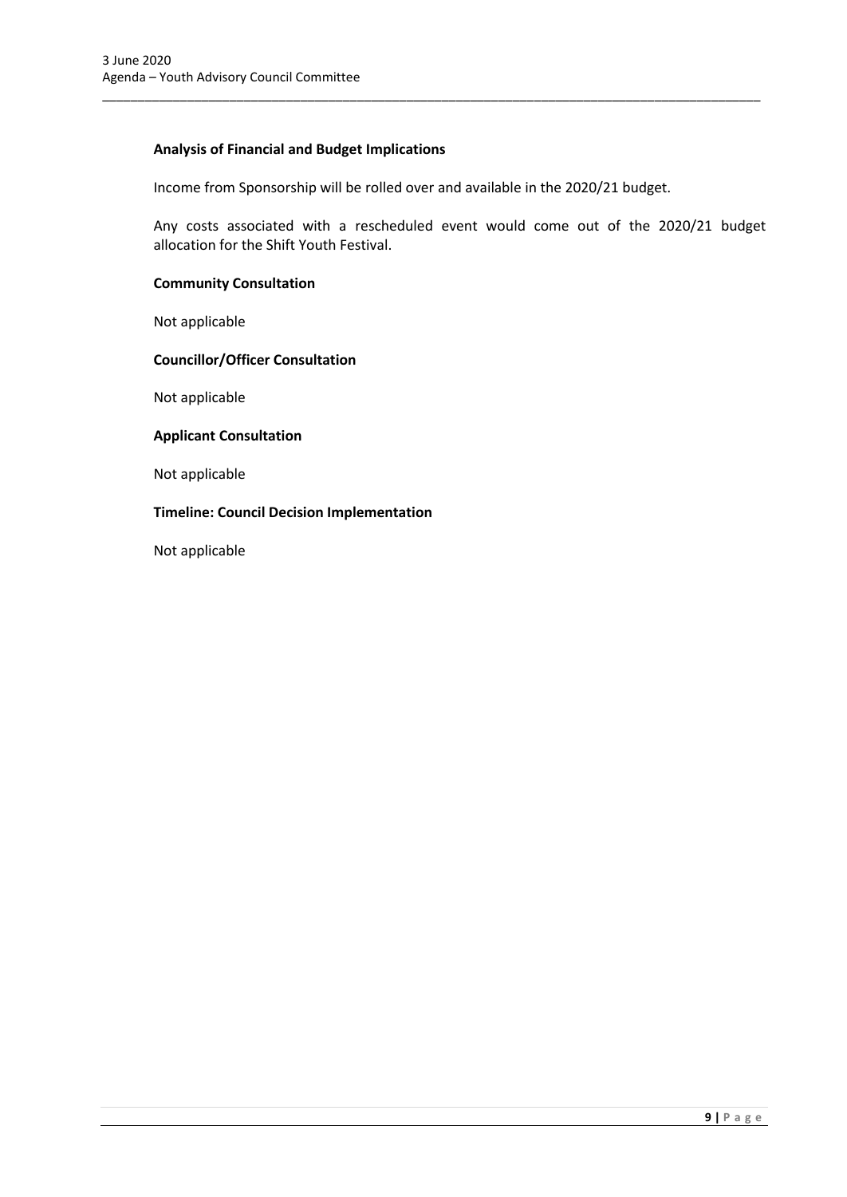**Analysis of Financial and Budget Implications**

Income from Sponsorship will be rolled over and available in the 2020/21 budget.

Any costs associated with a rescheduled event would come out of the 2020/21 budget allocation for the Shift Youth Festival.

**Community Consultation**

Not applicable

**Councillor/Officer Consultation**

Not applicable

**Applicant Consultation**

Not applicable

**Timeline: Council Decision Implementation**

Not applicable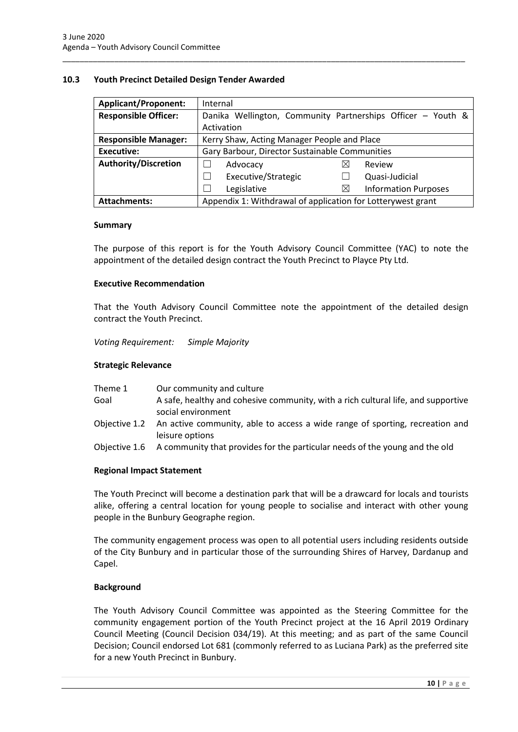### 10.3 Youth Precinct Detailed Design Tender Awarded

| Applicant/Proponent: | Internal | | | |
|---|---|---|---|---|
| **Responsible Officer:** | Danika Wellington, Community Partnerships Officer – Youth & Activation | | | |
| **Responsible Manager:** | Kerry Shaw, Acting Manager People and Place | | | |
| **Executive:** | Gary Barbour, Director Sustainable Communities | | | |
| **Authority/Discretion** | ☐ | Advocacy | ☒ | Review |
| | ☐ | Executive/Strategic | ☐ | Quasi-Judicial |
| | ☐ | Legislative | ☒ | Information Purposes |
| **Attachments:** | Appendix 1: Withdrawal of application for Lotterywest grant | | | |

#### Summary

The purpose of this report is for the Youth Advisory Council Committee (YAC) to note the appointment of the detailed design contract the Youth Precinct to Playce Pty Ltd.

#### Executive Recommendation

That the Youth Advisory Council Committee note the appointment of the detailed design contract the Youth Precinct.

*Voting Requirement: Simple Majority*

#### Strategic Relevance

| | |
|---|---|
| Theme 1 | Our community and culture |
| Goal | A safe, healthy and cohesive community, with a rich cultural life, and supportive social environment |
| Objective 1.2 | An active community, able to access a wide range of sporting, recreation and leisure options |
| Objective 1.6 | A community that provides for the particular needs of the young and the old |

#### Regional Impact Statement

The Youth Precinct will become a destination park that will be a drawcard for locals and tourists alike, offering a central location for young people to socialise and interact with other young people in the Bunbury Geographe region.

The community engagement process was open to all potential users including residents outside of the City Bunbury and in particular those of the surrounding Shires of Harvey, Dardanup and Capel.

#### Background

The Youth Advisory Council Committee was appointed as the Steering Committee for the community engagement portion of the Youth Precinct project at the 16 April 2019 Ordinary Council Meeting (Council Decision 034/19). At this meeting; and as part of the same Council Decision; Council endorsed Lot 681 (commonly referred to as Luciana Park) as the preferred site for a new Youth Precinct in Bunbury.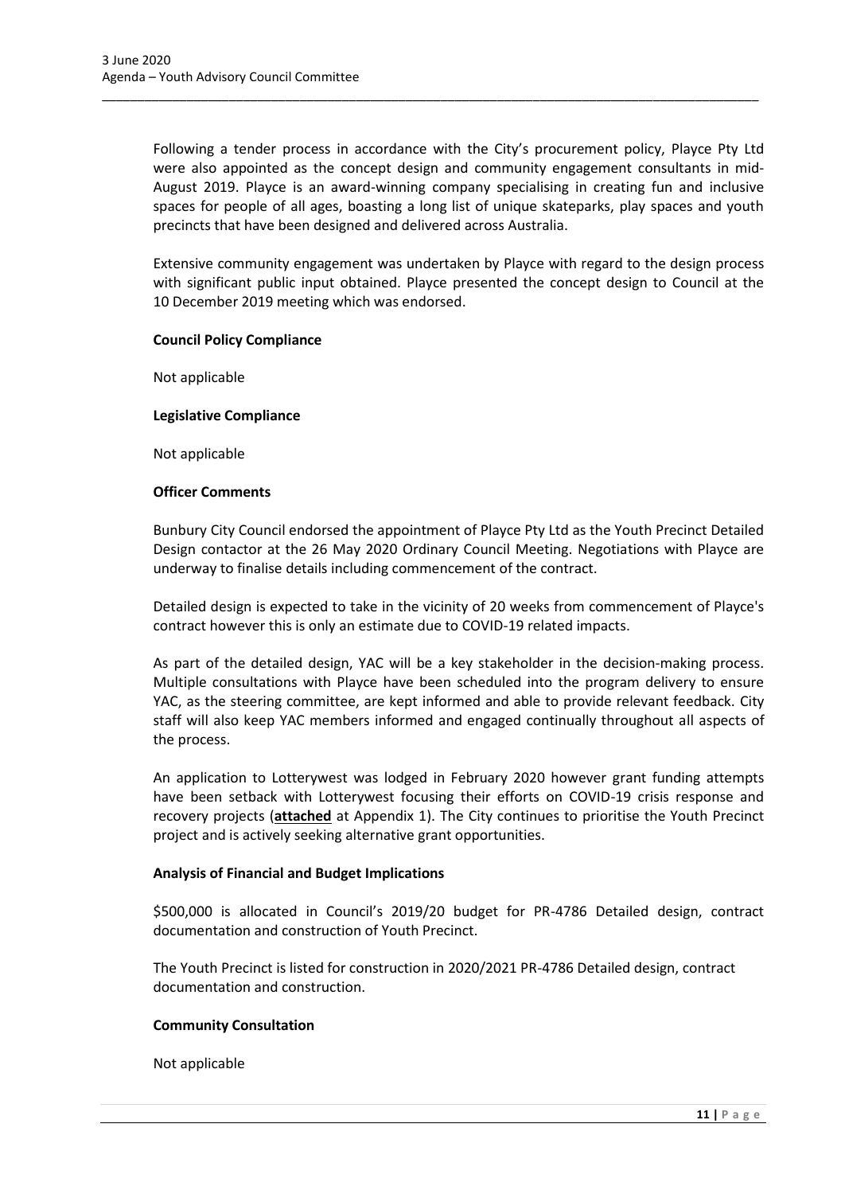Following a tender process in accordance with the City's procurement policy, Playce Pty Ltd were also appointed as the concept design and community engagement consultants in mid-August 2019. Playce is an award-winning company specialising in creating fun and inclusive spaces for people of all ages, boasting a long list of unique skateparks, play spaces and youth precincts that have been designed and delivered across Australia.

Extensive community engagement was undertaken by Playce with regard to the design process with significant public input obtained. Playce presented the concept design to Council at the 10 December 2019 meeting which was endorsed.

**Council Policy Compliance**

Not applicable

**Legislative Compliance**

Not applicable

**Officer Comments**

Bunbury City Council endorsed the appointment of Playce Pty Ltd as the Youth Precinct Detailed Design contactor at the 26 May 2020 Ordinary Council Meeting. Negotiations with Playce are underway to finalise details including commencement of the contract.

Detailed design is expected to take in the vicinity of 20 weeks from commencement of Playce's contract however this is only an estimate due to COVID-19 related impacts.

As part of the detailed design, YAC will be a key stakeholder in the decision-making process. Multiple consultations with Playce have been scheduled into the program delivery to ensure YAC, as the steering committee, are kept informed and able to provide relevant feedback. City staff will also keep YAC members informed and engaged continually throughout all aspects of the process.

An application to Lotterywest was lodged in February 2020 however grant funding attempts have been setback with Lotterywest focusing their efforts on COVID-19 crisis response and recovery projects (**attached** at Appendix 1). The City continues to prioritise the Youth Precinct project and is actively seeking alternative grant opportunities.

**Analysis of Financial and Budget Implications**

$500,000 is allocated in Council's 2019/20 budget for PR-4786 Detailed design, contract documentation and construction of Youth Precinct.

The Youth Precinct is listed for construction in 2020/2021 PR-4786 Detailed design, contract documentation and construction.

**Community Consultation**

Not applicable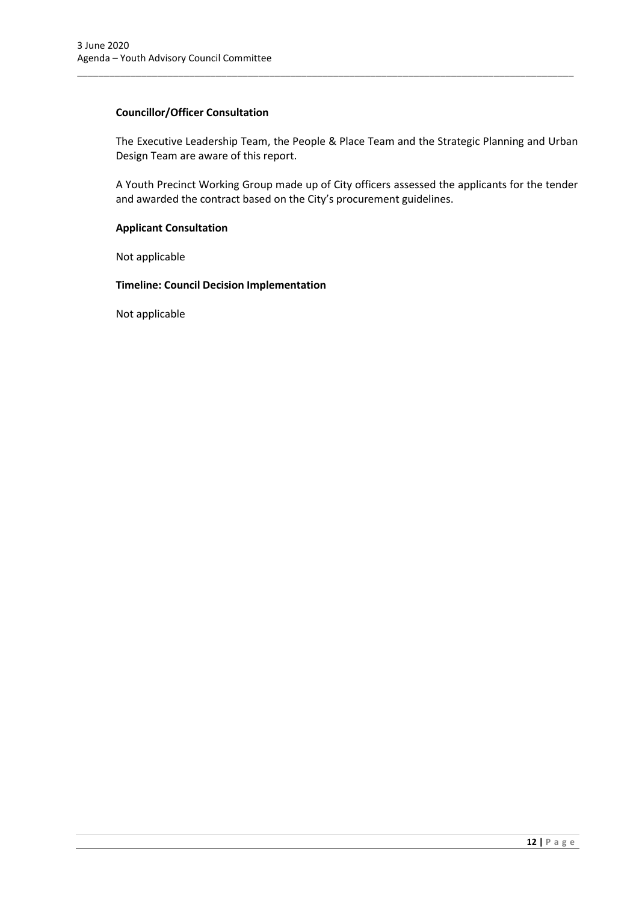**Councillor/Officer Consultation**

The Executive Leadership Team, the People & Place Team and the Strategic Planning and Urban Design Team are aware of this report.

A Youth Precinct Working Group made up of City officers assessed the applicants for the tender and awarded the contract based on the City's procurement guidelines.

**Applicant Consultation**

Not applicable

**Timeline: Council Decision Implementation**

Not applicable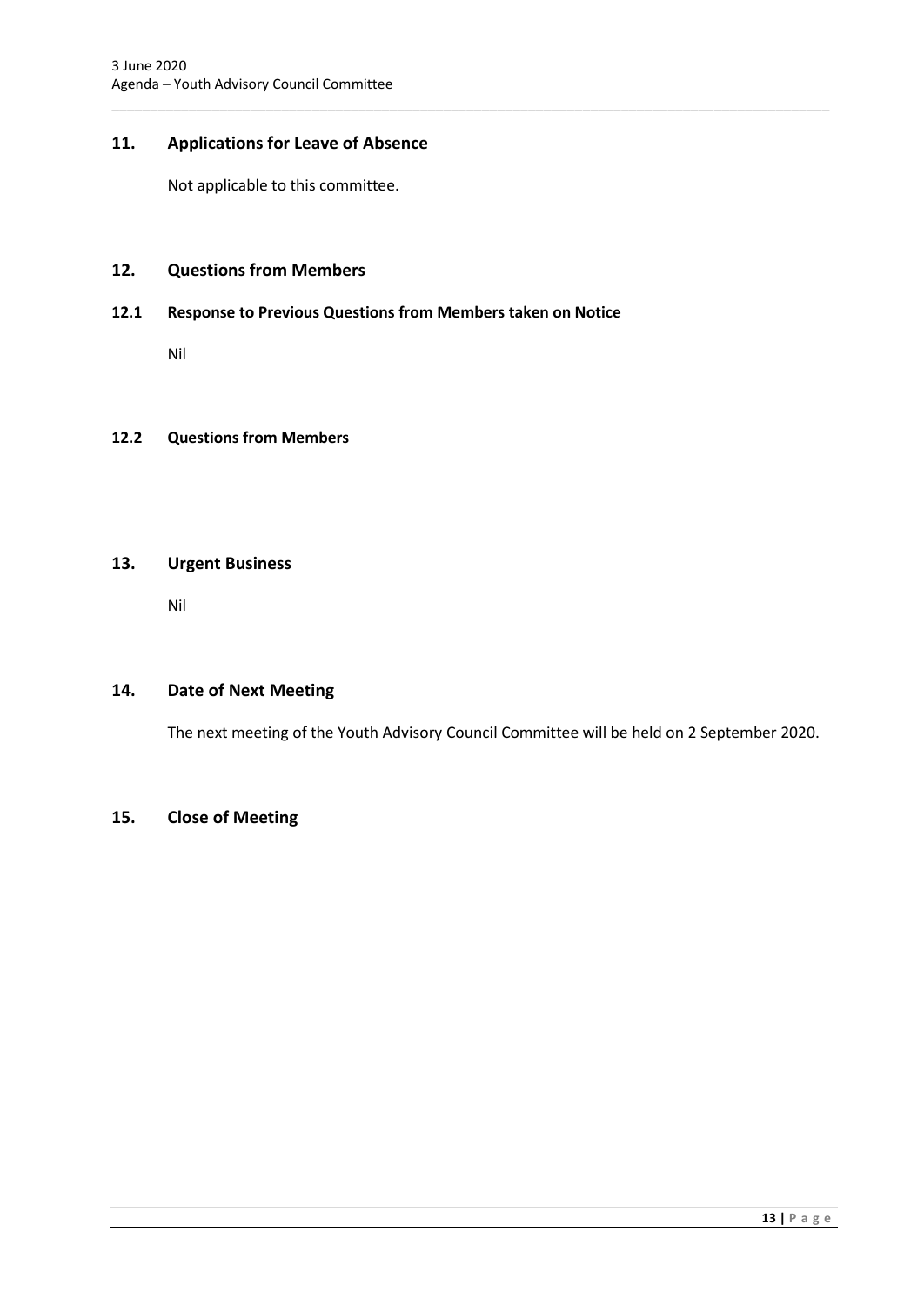## 11. Applications for Leave of Absence

Not applicable to this committee.

## 12. Questions from Members

### 12.1 Response to Previous Questions from Members taken on Notice

Nil

### 12.2 Questions from Members

## 13. Urgent Business

Nil

## 14. Date of Next Meeting

The next meeting of the Youth Advisory Council Committee will be held on 2 September 2020.

## 15. Close of Meeting